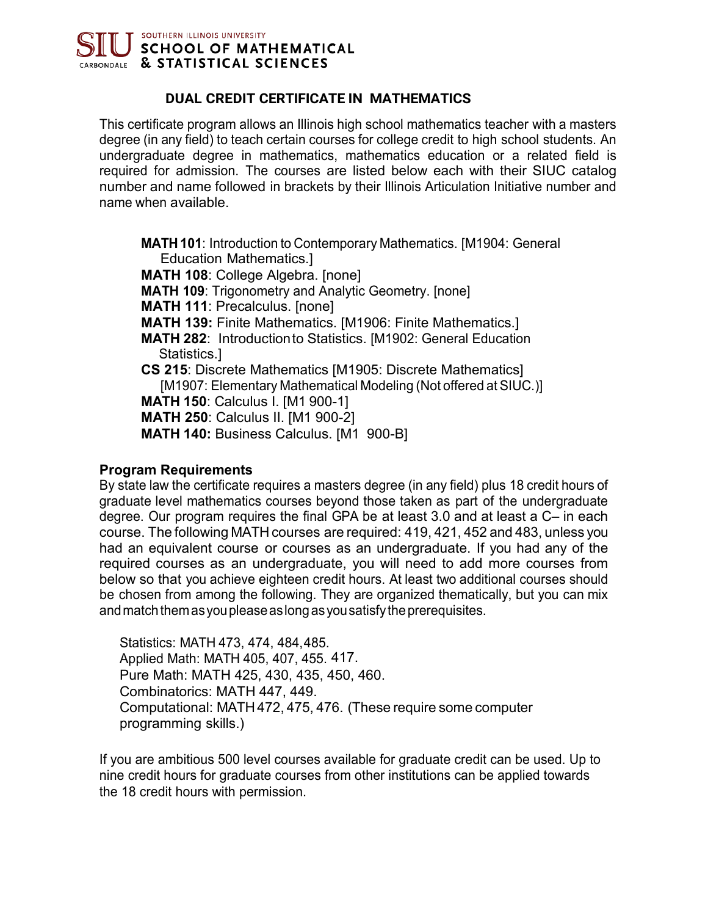SOUTHERN ILLINOIS UNIVERSITY
SIU CARBONDALE
SCHOOL OF MATHEMATICAL & STATISTICAL SCIENCES

# DUAL CREDIT CERTIFICATE IN MATHEMATICS

This certificate program allows an Illinois high school mathematics teacher with a masters degree (in any field) to teach certain courses for college credit to high school students. An undergraduate degree in mathematics, mathematics education or a related field is required for admission. The courses are listed below each with their SIUC catalog number and name followed in brackets by their Illinois Articulation Initiative number and name when available.

- **MATH 101**: Introduction to Contemporary Mathematics. [M1904: General Education Mathematics.]
- **MATH 108**: College Algebra. [none]
- **MATH 109**: Trigonometry and Analytic Geometry. [none]
- **MATH 111**: Precalculus. [none]
- **MATH 139:** Finite Mathematics. [M1906: Finite Mathematics.]
- **MATH 282**: Introduction to Statistics. [M1902: General Education Statistics.]
- **CS 215**: Discrete Mathematics [M1905: Discrete Mathematics] [M1907: Elementary Mathematical Modeling (Not offered at SIUC.)]
- **MATH 150**: Calculus I. [M1 900-1]
- **MATH 250**: Calculus II. [M1 900-2]
- **MATH 140:** Business Calculus. [M1 900-B]

## Program Requirements

By state law the certificate requires a masters degree (in any field) plus 18 credit hours of graduate level mathematics courses beyond those taken as part of the undergraduate degree. Our program requires the final GPA be at least 3.0 and at least a C– in each course. The following MATH courses are required: 419, 421, 452 and 483, unless you had an equivalent course or courses as an undergraduate. If you had any of the required courses as an undergraduate, you will need to add more courses from below so that you achieve eighteen credit hours. At least two additional courses should be chosen from among the following. They are organized thematically, but you can mix and match them as you please as long as you satisfy the prerequisites.

Statistics: MATH 473, 474, 484, 485.
Applied Math: MATH 405, 407, 455. 417.
Pure Math: MATH 425, 430, 435, 450, 460.
Combinatorics: MATH 447, 449.
Computational: MATH 472, 475, 476. (These require some computer programming skills.)

If you are ambitious 500 level courses available for graduate credit can be used. Up to nine credit hours for graduate courses from other institutions can be applied towards the 18 credit hours with permission.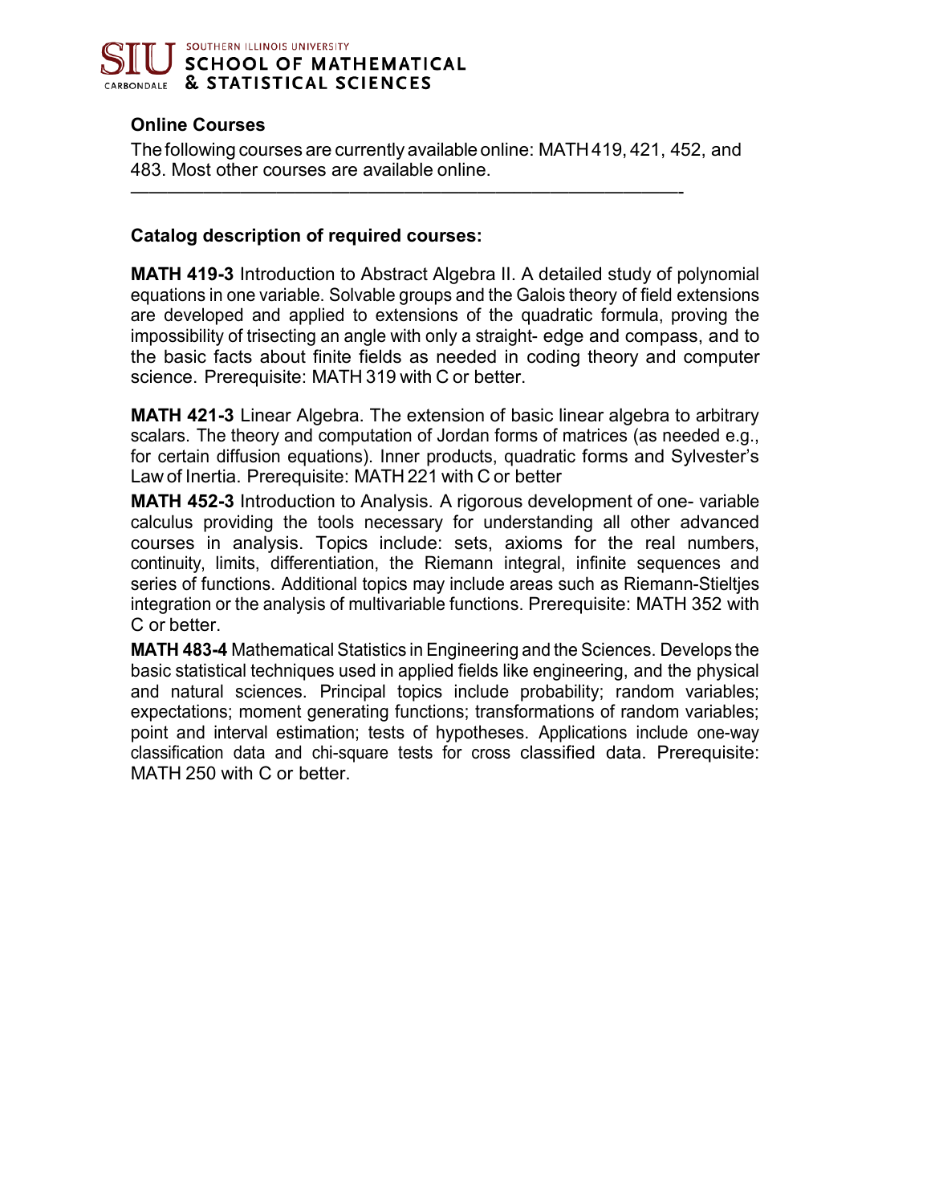### Online Courses

The following courses are currently available online: MATH 419, 421, 452, and 483. Most other courses are available online.

---

### Catalog description of required courses:

**MATH 419-3** Introduction to Abstract Algebra II. A detailed study of polynomial equations in one variable. Solvable groups and the Galois theory of field extensions are developed and applied to extensions of the quadratic formula, proving the impossibility of trisecting an angle with only a straight- edge and compass, and to the basic facts about finite fields as needed in coding theory and computer science. Prerequisite: MATH 319 with C or better.

**MATH 421-3** Linear Algebra. The extension of basic linear algebra to arbitrary scalars. The theory and computation of Jordan forms of matrices (as needed e.g., for certain diffusion equations). Inner products, quadratic forms and Sylvester's Law of Inertia. Prerequisite: MATH 221 with C or better

**MATH 452-3** Introduction to Analysis. A rigorous development of one- variable calculus providing the tools necessary for understanding all other advanced courses in analysis. Topics include: sets, axioms for the real numbers, continuity, limits, differentiation, the Riemann integral, infinite sequences and series of functions. Additional topics may include areas such as Riemann-Stieltjes integration or the analysis of multivariable functions. Prerequisite: MATH 352 with C or better.

**MATH 483-4** Mathematical Statistics in Engineering and the Sciences. Develops the basic statistical techniques used in applied fields like engineering, and the physical and natural sciences. Principal topics include probability; random variables; expectations; moment generating functions; transformations of random variables; point and interval estimation; tests of hypotheses. Applications include one-way classification data and chi-square tests for cross classified data. Prerequisite: MATH 250 with C or better.